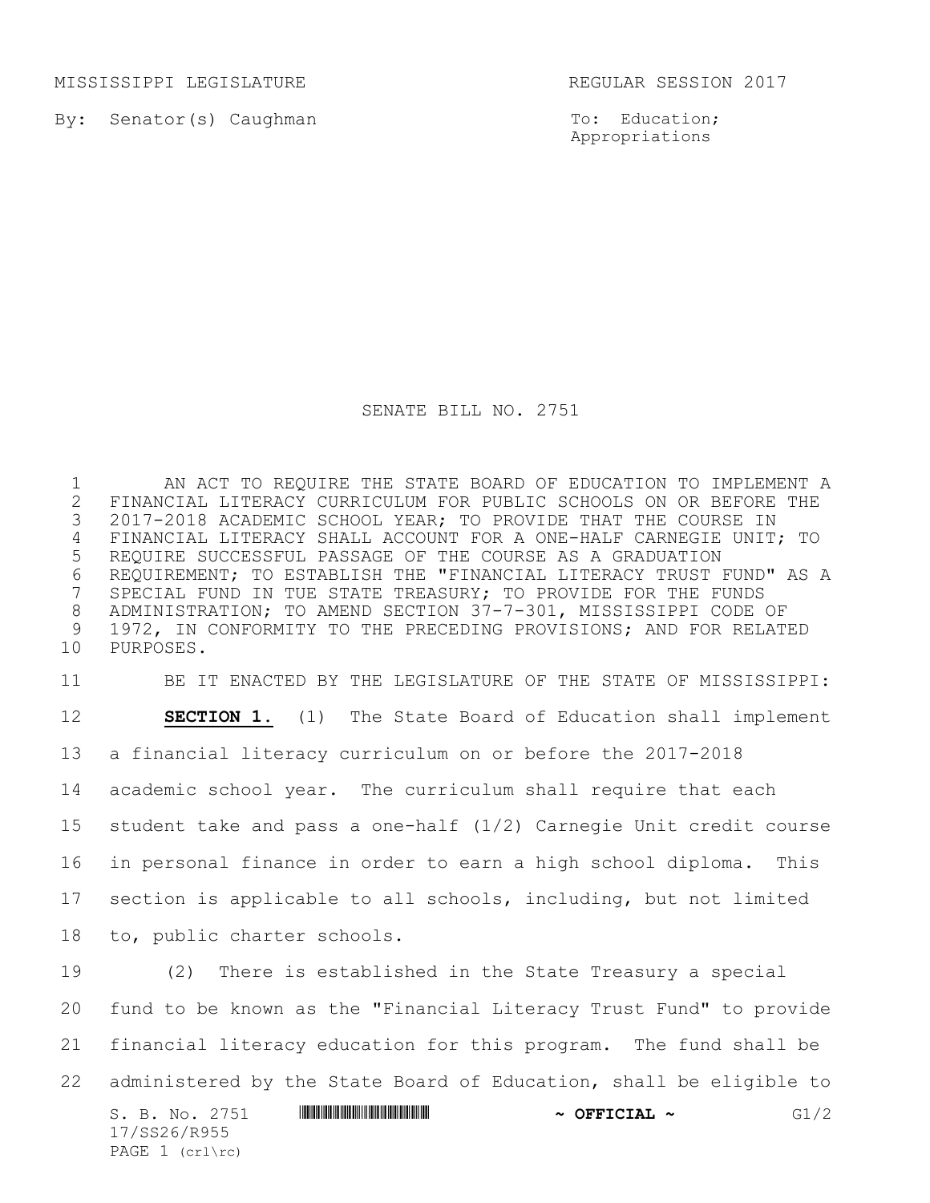MISSISSIPPI LEGISLATURE REGULAR SESSION 2017

By: Senator(s) Caughman

To: Education; Appropriations

# SENATE BILL NO. 2751

AN ACT TO REQUIRE THE STATE BOARD OF EDUCATION TO IMPLEMENT A FINANCIAL LITERACY CURRICULUM FOR PUBLIC SCHOOLS ON OR BEFORE THE 2017-2018 ACADEMIC SCHOOL YEAR; TO PROVIDE THAT THE COURSE IN FINANCIAL LITERACY SHALL ACCOUNT FOR A ONE-HALF CARNEGIE UNIT; TO REQUIRE SUCCESSFUL PASSAGE OF THE COURSE AS A GRADUATION REQUIREMENT; TO ESTABLISH THE "FINANCIAL LITERACY TRUST FUND" AS A SPECIAL FUND IN TUE STATE TREASURY; TO PROVIDE FOR THE FUNDS ADMINISTRATION; TO AMEND SECTION 37-7-301, MISSISSIPPI CODE OF 1972, IN CONFORMITY TO THE PRECEDING PROVISIONS; AND FOR RELATED PURPOSES.

BE IT ENACTED BY THE LEGISLATURE OF THE STATE OF MISSISSIPPI:

**SECTION 1.** (1) The State Board of Education shall implement a financial literacy curriculum on or before the 2017-2018 academic school year. The curriculum shall require that each student take and pass a one-half (1/2) Carnegie Unit credit course in personal finance in order to earn a high school diploma. This section is applicable to all schools, including, but not limited to, public charter schools.

(2) There is established in the State Treasury a special fund to be known as the "Financial Literacy Trust Fund" to provide financial literacy education for this program. The fund shall be administered by the State Board of Education, shall be eligible to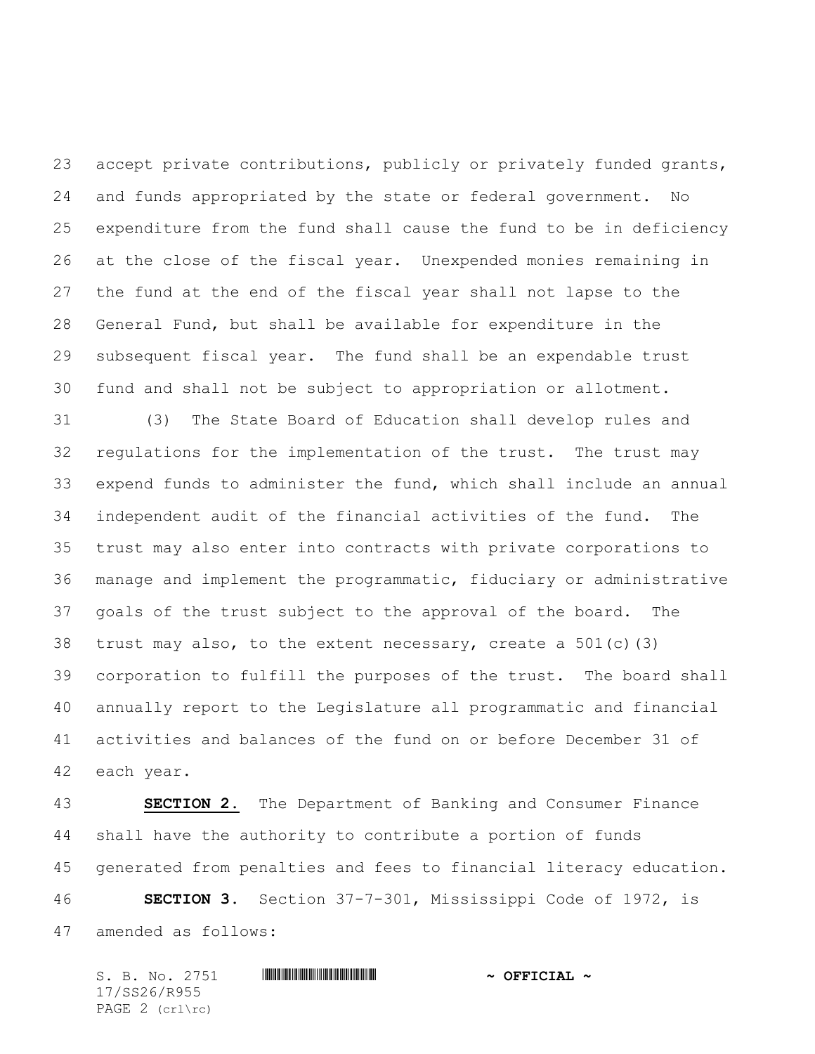accept private contributions, publicly or privately funded grants, and funds appropriated by the state or federal government. No expenditure from the fund shall cause the fund to be in deficiency at the close of the fiscal year. Unexpended monies remaining in the fund at the end of the fiscal year shall not lapse to the General Fund, but shall be available for expenditure in the subsequent fiscal year. The fund shall be an expendable trust fund and shall not be subject to appropriation or allotment.

(3) The State Board of Education shall develop rules and regulations for the implementation of the trust. The trust may expend funds to administer the fund, which shall include an annual independent audit of the financial activities of the fund. The trust may also enter into contracts with private corporations to manage and implement the programmatic, fiduciary or administrative goals of the trust subject to the approval of the board. The trust may also, to the extent necessary, create a 501(c)(3) corporation to fulfill the purposes of the trust. The board shall annually report to the Legislature all programmatic and financial activities and balances of the fund on or before December 31 of each year.

**SECTION 2.** The Department of Banking and Consumer Finance shall have the authority to contribute a portion of funds generated from penalties and fees to financial literacy education.

**SECTION 3.** Section 37-7-301, Mississippi Code of 1972, is amended as follows: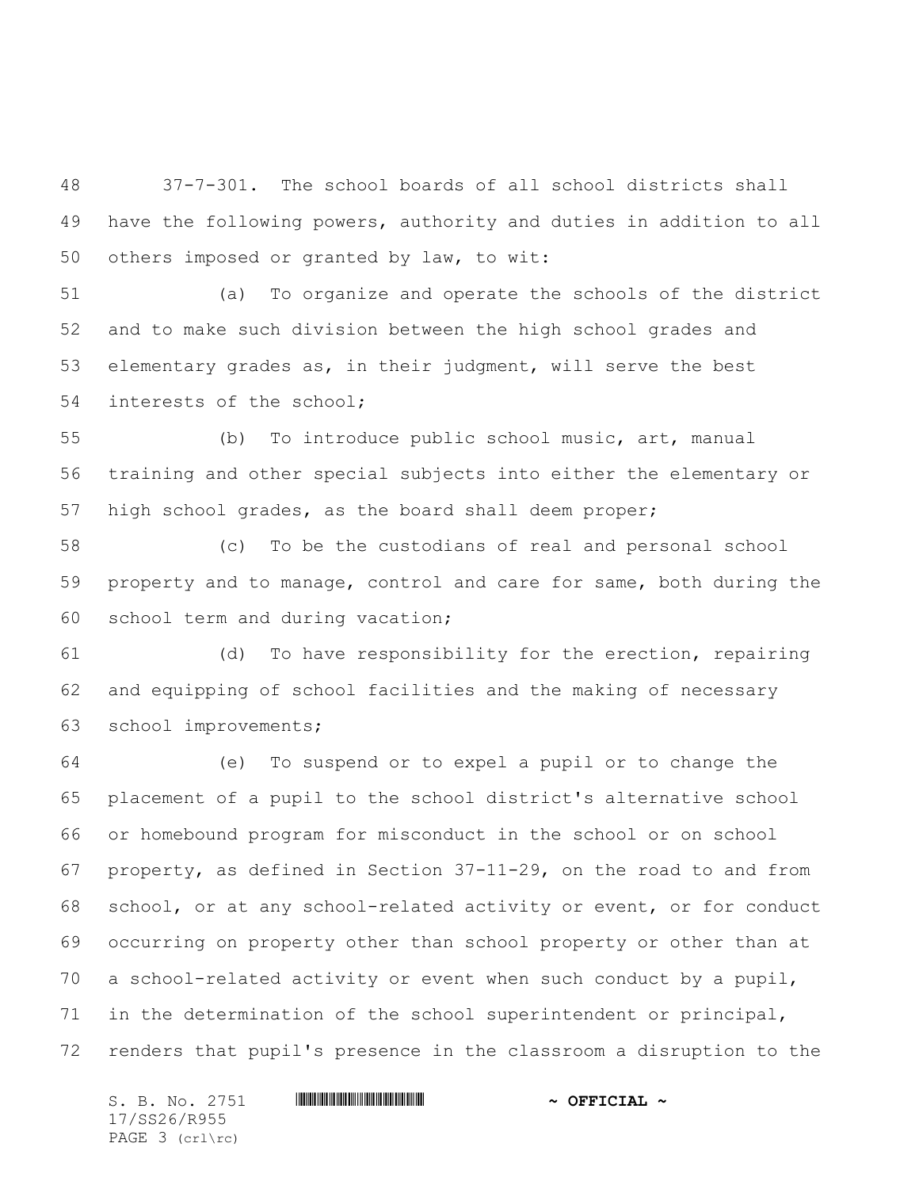37-7-301. The school boards of all school districts shall have the following powers, authority and duties in addition to all others imposed or granted by law, to wit:

(a) To organize and operate the schools of the district and to make such division between the high school grades and elementary grades as, in their judgment, will serve the best interests of the school;

(b) To introduce public school music, art, manual training and other special subjects into either the elementary or high school grades, as the board shall deem proper;

(c) To be the custodians of real and personal school property and to manage, control and care for same, both during the school term and during vacation;

(d) To have responsibility for the erection, repairing and equipping of school facilities and the making of necessary school improvements;

(e) To suspend or to expel a pupil or to change the placement of a pupil to the school district's alternative school or homebound program for misconduct in the school or on school property, as defined in Section 37-11-29, on the road to and from school, or at any school-related activity or event, or for conduct occurring on property other than school property or other than at a school-related activity or event when such conduct by a pupil, in the determination of the school superintendent or principal, renders that pupil's presence in the classroom a disruption to the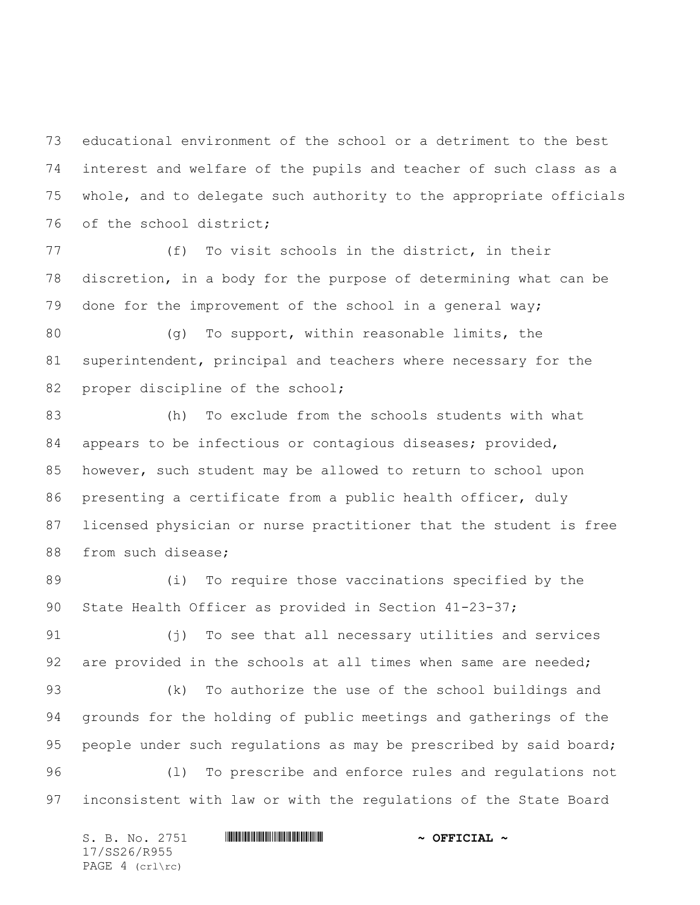educational environment of the school or a detriment to the best interest and welfare of the pupils and teacher of such class as a whole, and to delegate such authority to the appropriate officials of the school district;

(f) To visit schools in the district, in their discretion, in a body for the purpose of determining what can be done for the improvement of the school in a general way;

(g) To support, within reasonable limits, the superintendent, principal and teachers where necessary for the proper discipline of the school;

(h) To exclude from the schools students with what appears to be infectious or contagious diseases; provided, however, such student may be allowed to return to school upon presenting a certificate from a public health officer, duly licensed physician or nurse practitioner that the student is free from such disease;

(i) To require those vaccinations specified by the State Health Officer as provided in Section 41-23-37;

(j) To see that all necessary utilities and services are provided in the schools at all times when same are needed;

(k) To authorize the use of the school buildings and grounds for the holding of public meetings and gatherings of the people under such regulations as may be prescribed by said board;

(l) To prescribe and enforce rules and regulations not inconsistent with law or with the regulations of the State Board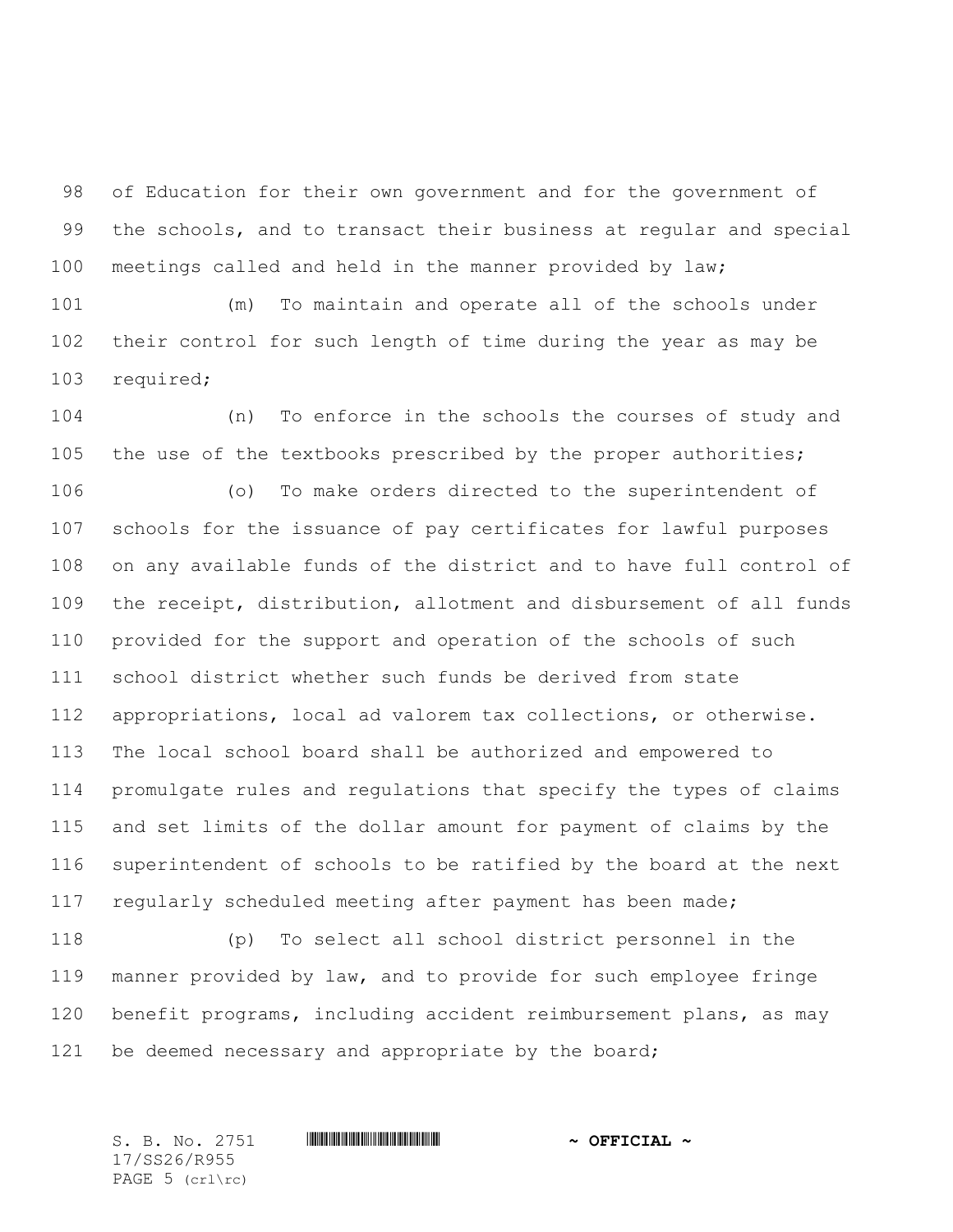of Education for their own government and for the government of the schools, and to transact their business at regular and special meetings called and held in the manner provided by law;

(m) To maintain and operate all of the schools under their control for such length of time during the year as may be required;

(n) To enforce in the schools the courses of study and the use of the textbooks prescribed by the proper authorities;

(o) To make orders directed to the superintendent of schools for the issuance of pay certificates for lawful purposes on any available funds of the district and to have full control of the receipt, distribution, allotment and disbursement of all funds provided for the support and operation of the schools of such school district whether such funds be derived from state appropriations, local ad valorem tax collections, or otherwise. The local school board shall be authorized and empowered to promulgate rules and regulations that specify the types of claims and set limits of the dollar amount for payment of claims by the superintendent of schools to be ratified by the board at the next regularly scheduled meeting after payment has been made;

(p) To select all school district personnel in the manner provided by law, and to provide for such employee fringe benefit programs, including accident reimbursement plans, as may be deemed necessary and appropriate by the board;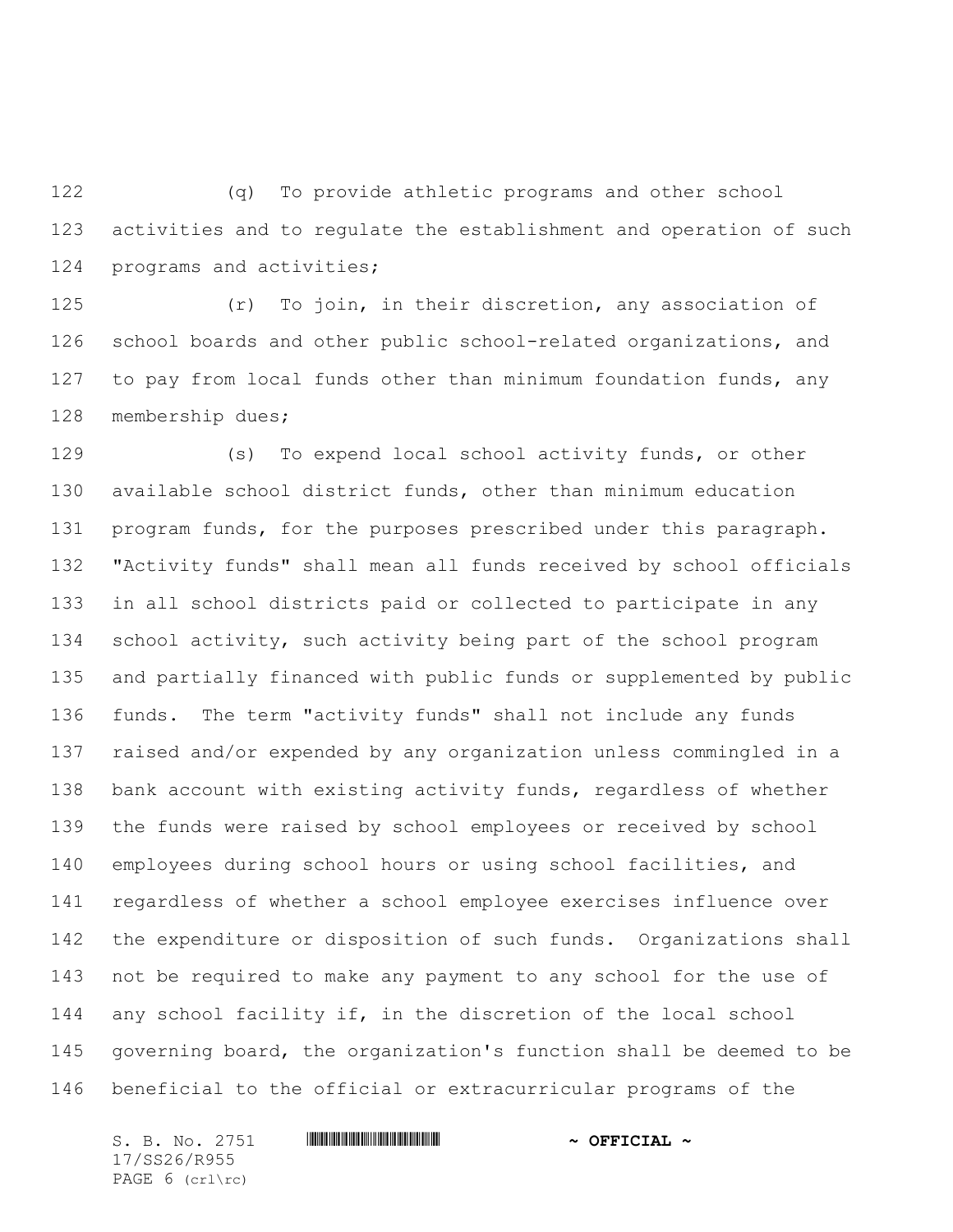(q) To provide athletic programs and other school activities and to regulate the establishment and operation of such programs and activities;

(r) To join, in their discretion, any association of school boards and other public school-related organizations, and to pay from local funds other than minimum foundation funds, any membership dues;

(s) To expend local school activity funds, or other available school district funds, other than minimum education program funds, for the purposes prescribed under this paragraph. "Activity funds" shall mean all funds received by school officials in all school districts paid or collected to participate in any school activity, such activity being part of the school program and partially financed with public funds or supplemented by public funds. The term "activity funds" shall not include any funds raised and/or expended by any organization unless commingled in a bank account with existing activity funds, regardless of whether the funds were raised by school employees or received by school employees during school hours or using school facilities, and regardless of whether a school employee exercises influence over the expenditure or disposition of such funds. Organizations shall not be required to make any payment to any school for the use of any school facility if, in the discretion of the local school governing board, the organization's function shall be deemed to be beneficial to the official or extracurricular programs of the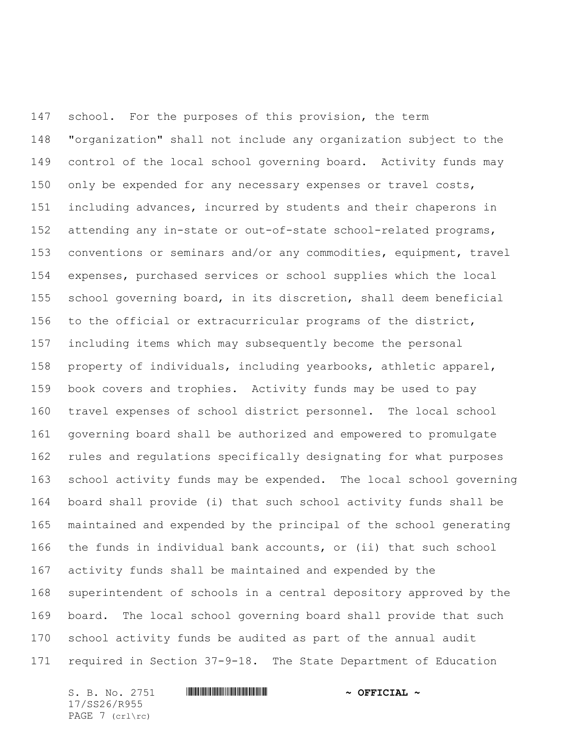school. For the purposes of this provision, the term "organization" shall not include any organization subject to the control of the local school governing board. Activity funds may only be expended for any necessary expenses or travel costs, including advances, incurred by students and their chaperons in attending any in-state or out-of-state school-related programs, conventions or seminars and/or any commodities, equipment, travel expenses, purchased services or school supplies which the local school governing board, in its discretion, shall deem beneficial to the official or extracurricular programs of the district, including items which may subsequently become the personal property of individuals, including yearbooks, athletic apparel, book covers and trophies. Activity funds may be used to pay travel expenses of school district personnel. The local school governing board shall be authorized and empowered to promulgate rules and regulations specifically designating for what purposes school activity funds may be expended. The local school governing board shall provide (i) that such school activity funds shall be maintained and expended by the principal of the school generating the funds in individual bank accounts, or (ii) that such school activity funds shall be maintained and expended by the superintendent of schools in a central depository approved by the board. The local school governing board shall provide that such school activity funds be audited as part of the annual audit required in Section 37-9-18. The State Department of Education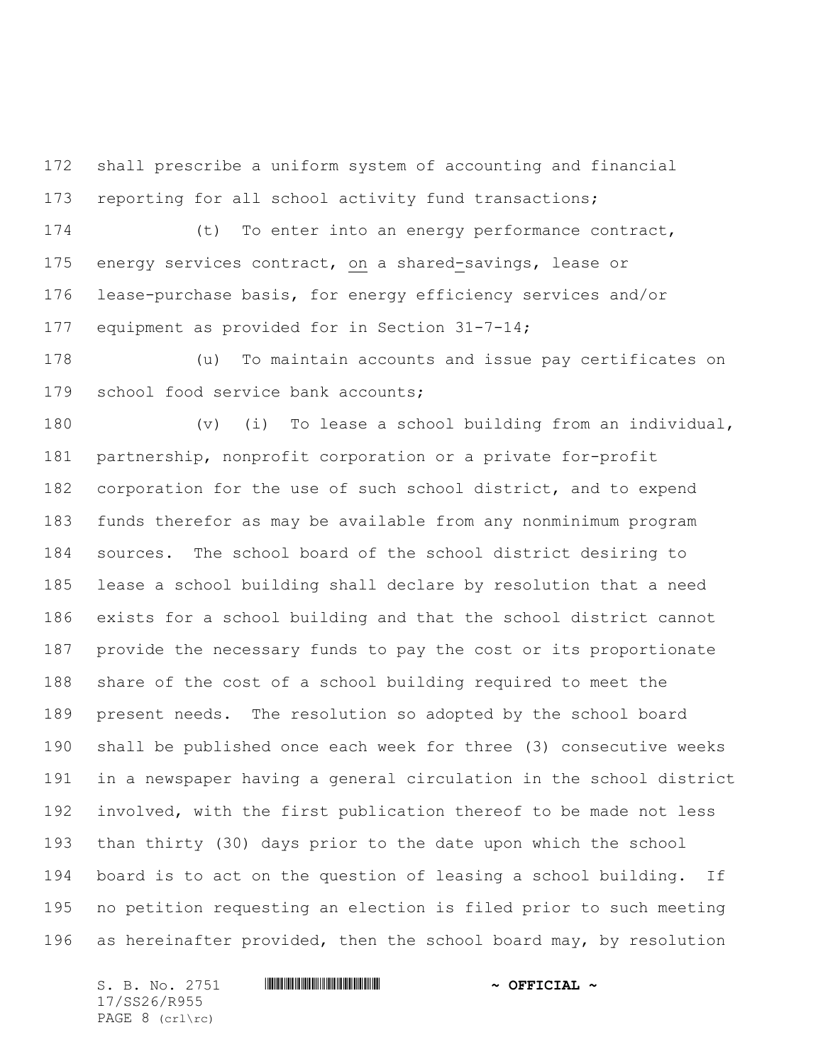shall prescribe a uniform system of accounting and financial reporting for all school activity fund transactions;

(t) To enter into an energy performance contract, energy services contract, on a shared-savings, lease or lease-purchase basis, for energy efficiency services and/or equipment as provided for in Section 31-7-14;

(u) To maintain accounts and issue pay certificates on school food service bank accounts;

(v) (i) To lease a school building from an individual, partnership, nonprofit corporation or a private for-profit corporation for the use of such school district, and to expend funds therefor as may be available from any nonminimum program sources. The school board of the school district desiring to lease a school building shall declare by resolution that a need exists for a school building and that the school district cannot provide the necessary funds to pay the cost or its proportionate share of the cost of a school building required to meet the present needs. The resolution so adopted by the school board shall be published once each week for three (3) consecutive weeks in a newspaper having a general circulation in the school district involved, with the first publication thereof to be made not less than thirty (30) days prior to the date upon which the school board is to act on the question of leasing a school building. If no petition requesting an election is filed prior to such meeting as hereinafter provided, then the school board may, by resolution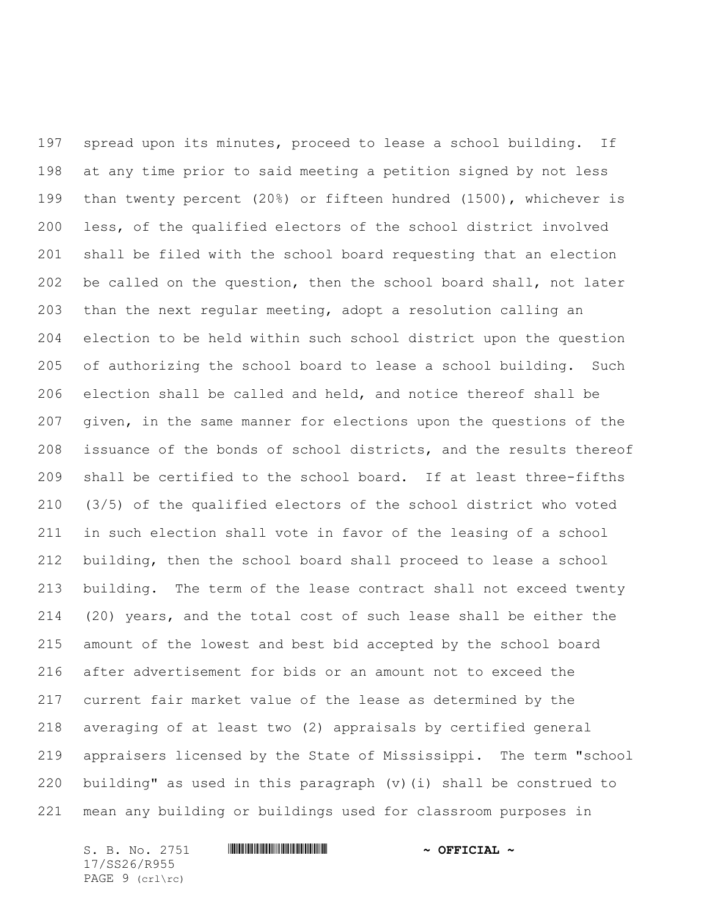spread upon its minutes, proceed to lease a school building. If at any time prior to said meeting a petition signed by not less than twenty percent (20%) or fifteen hundred (1500), whichever is less, of the qualified electors of the school district involved shall be filed with the school board requesting that an election be called on the question, then the school board shall, not later than the next regular meeting, adopt a resolution calling an election to be held within such school district upon the question of authorizing the school board to lease a school building. Such election shall be called and held, and notice thereof shall be given, in the same manner for elections upon the questions of the issuance of the bonds of school districts, and the results thereof shall be certified to the school board. If at least three-fifths (3/5) of the qualified electors of the school district who voted in such election shall vote in favor of the leasing of a school building, then the school board shall proceed to lease a school building. The term of the lease contract shall not exceed twenty (20) years, and the total cost of such lease shall be either the amount of the lowest and best bid accepted by the school board after advertisement for bids or an amount not to exceed the current fair market value of the lease as determined by the averaging of at least two (2) appraisals by certified general appraisers licensed by the State of Mississippi. The term "school building" as used in this paragraph (v)(i) shall be construed to mean any building or buildings used for classroom purposes in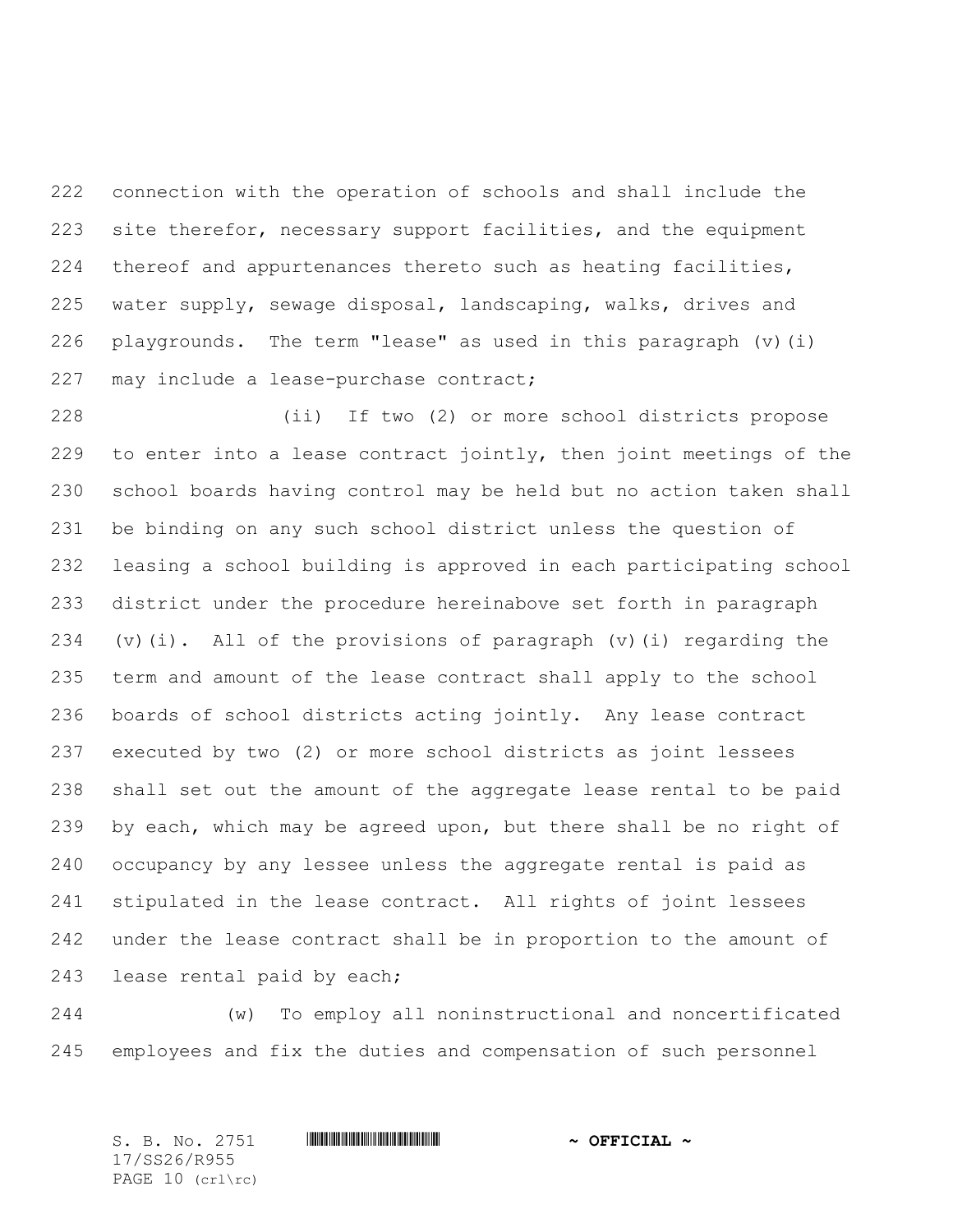connection with the operation of schools and shall include the site therefor, necessary support facilities, and the equipment thereof and appurtenances thereto such as heating facilities, water supply, sewage disposal, landscaping, walks, drives and playgrounds. The term "lease" as used in this paragraph (v)(i) may include a lease-purchase contract;

(ii) If two (2) or more school districts propose to enter into a lease contract jointly, then joint meetings of the school boards having control may be held but no action taken shall be binding on any such school district unless the question of leasing a school building is approved in each participating school district under the procedure hereinabove set forth in paragraph (v)(i). All of the provisions of paragraph (v)(i) regarding the term and amount of the lease contract shall apply to the school boards of school districts acting jointly. Any lease contract executed by two (2) or more school districts as joint lessees shall set out the amount of the aggregate lease rental to be paid by each, which may be agreed upon, but there shall be no right of occupancy by any lessee unless the aggregate rental is paid as stipulated in the lease contract. All rights of joint lessees under the lease contract shall be in proportion to the amount of lease rental paid by each;

(w) To employ all noninstructional and noncertificated employees and fix the duties and compensation of such personnel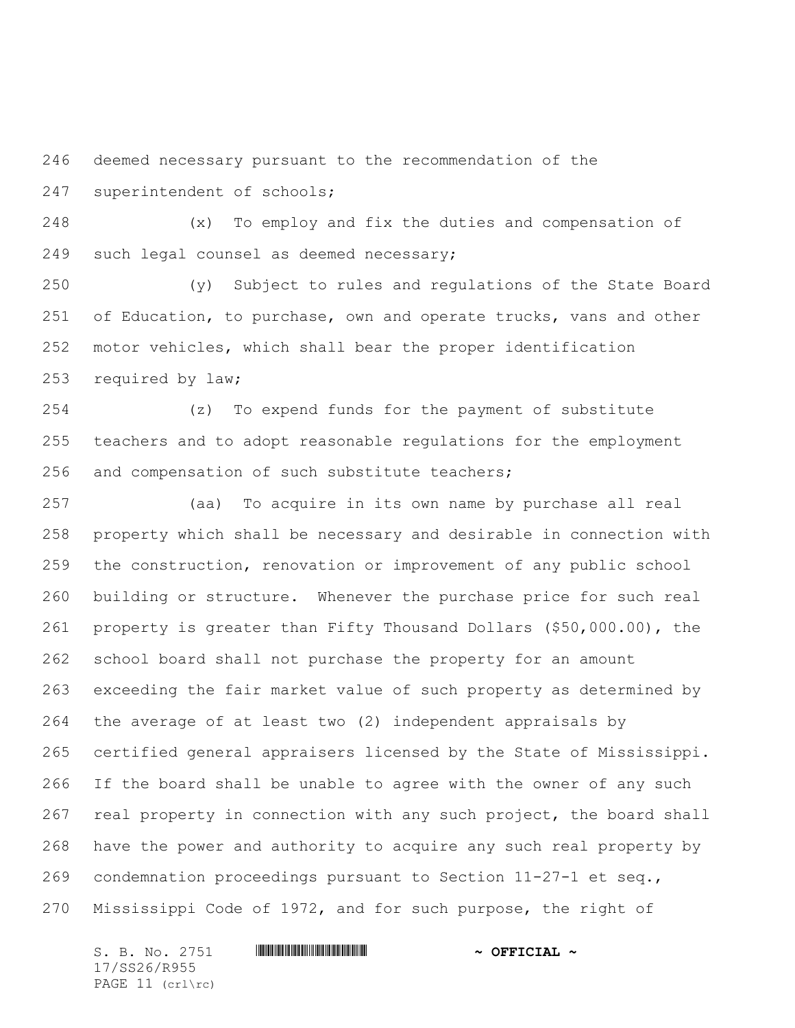deemed necessary pursuant to the recommendation of the superintendent of schools;

(x) To employ and fix the duties and compensation of such legal counsel as deemed necessary;

(y) Subject to rules and regulations of the State Board of Education, to purchase, own and operate trucks, vans and other motor vehicles, which shall bear the proper identification required by law;

(z) To expend funds for the payment of substitute teachers and to adopt reasonable regulations for the employment and compensation of such substitute teachers;

(aa) To acquire in its own name by purchase all real property which shall be necessary and desirable in connection with the construction, renovation or improvement of any public school building or structure. Whenever the purchase price for such real property is greater than Fifty Thousand Dollars ($50,000.00), the school board shall not purchase the property for an amount exceeding the fair market value of such property as determined by the average of at least two (2) independent appraisals by certified general appraisers licensed by the State of Mississippi. If the board shall be unable to agree with the owner of any such real property in connection with any such project, the board shall have the power and authority to acquire any such real property by condemnation proceedings pursuant to Section 11-27-1 et seq., Mississippi Code of 1972, and for such purpose, the right of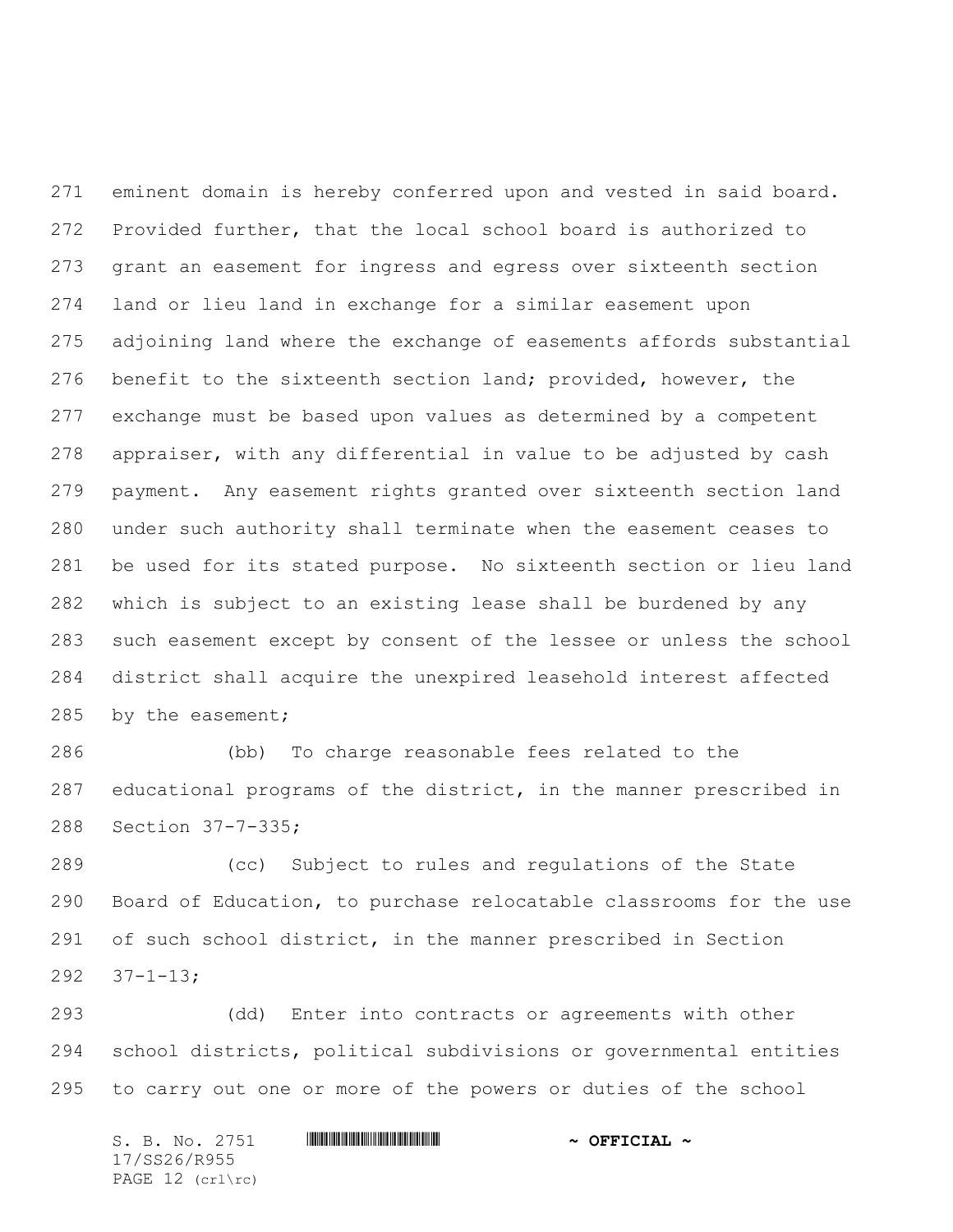eminent domain is hereby conferred upon and vested in said board. Provided further, that the local school board is authorized to grant an easement for ingress and egress over sixteenth section land or lieu land in exchange for a similar easement upon adjoining land where the exchange of easements affords substantial benefit to the sixteenth section land; provided, however, the exchange must be based upon values as determined by a competent appraiser, with any differential in value to be adjusted by cash payment. Any easement rights granted over sixteenth section land under such authority shall terminate when the easement ceases to be used for its stated purpose. No sixteenth section or lieu land which is subject to an existing lease shall be burdened by any such easement except by consent of the lessee or unless the school district shall acquire the unexpired leasehold interest affected by the easement;

(bb) To charge reasonable fees related to the educational programs of the district, in the manner prescribed in Section 37-7-335;

(cc) Subject to rules and regulations of the State Board of Education, to purchase relocatable classrooms for the use of such school district, in the manner prescribed in Section 37-1-13;

(dd) Enter into contracts or agreements with other school districts, political subdivisions or governmental entities to carry out one or more of the powers or duties of the school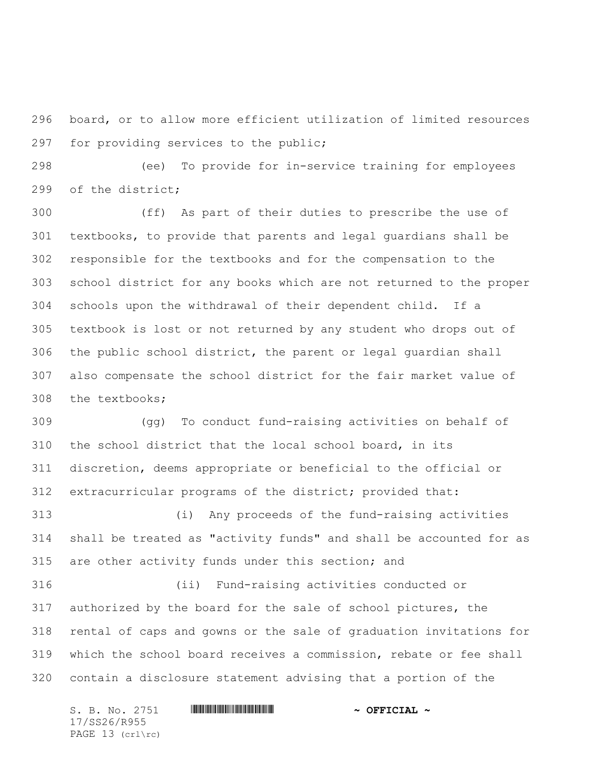board, or to allow more efficient utilization of limited resources for providing services to the public;

(ee) To provide for in-service training for employees of the district;

(ff) As part of their duties to prescribe the use of textbooks, to provide that parents and legal guardians shall be responsible for the textbooks and for the compensation to the school district for any books which are not returned to the proper schools upon the withdrawal of their dependent child. If a textbook is lost or not returned by any student who drops out of the public school district, the parent or legal guardian shall also compensate the school district for the fair market value of the textbooks;

(gg) To conduct fund-raising activities on behalf of the school district that the local school board, in its discretion, deems appropriate or beneficial to the official or extracurricular programs of the district; provided that:

(i) Any proceeds of the fund-raising activities shall be treated as "activity funds" and shall be accounted for as are other activity funds under this section; and

(ii) Fund-raising activities conducted or authorized by the board for the sale of school pictures, the rental of caps and gowns or the sale of graduation invitations for which the school board receives a commission, rebate or fee shall contain a disclosure statement advising that a portion of the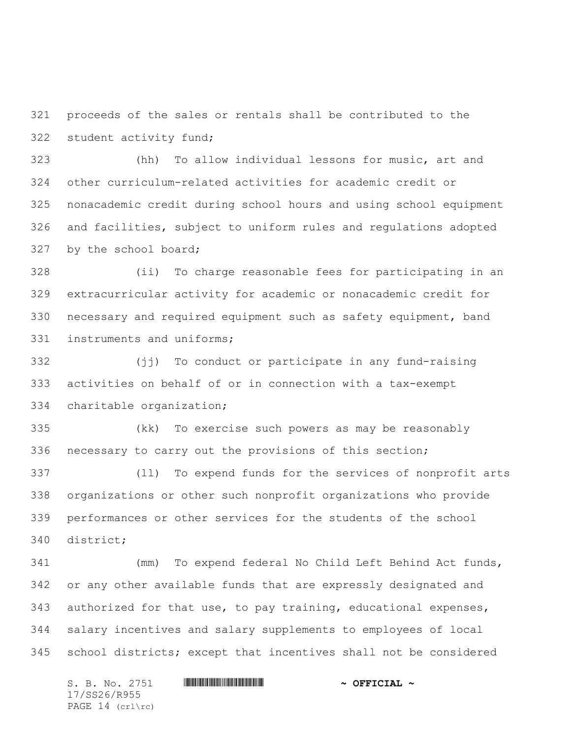proceeds of the sales or rentals shall be contributed to the student activity fund;

(hh) To allow individual lessons for music, art and other curriculum-related activities for academic credit or nonacademic credit during school hours and using school equipment and facilities, subject to uniform rules and regulations adopted by the school board;

(ii) To charge reasonable fees for participating in an extracurricular activity for academic or nonacademic credit for necessary and required equipment such as safety equipment, band instruments and uniforms;

(jj) To conduct or participate in any fund-raising activities on behalf of or in connection with a tax-exempt charitable organization;

(kk) To exercise such powers as may be reasonably necessary to carry out the provisions of this section;

(ll) To expend funds for the services of nonprofit arts organizations or other such nonprofit organizations who provide performances or other services for the students of the school district;

(mm) To expend federal No Child Left Behind Act funds, or any other available funds that are expressly designated and authorized for that use, to pay training, educational expenses, salary incentives and salary supplements to employees of local school districts; except that incentives shall not be considered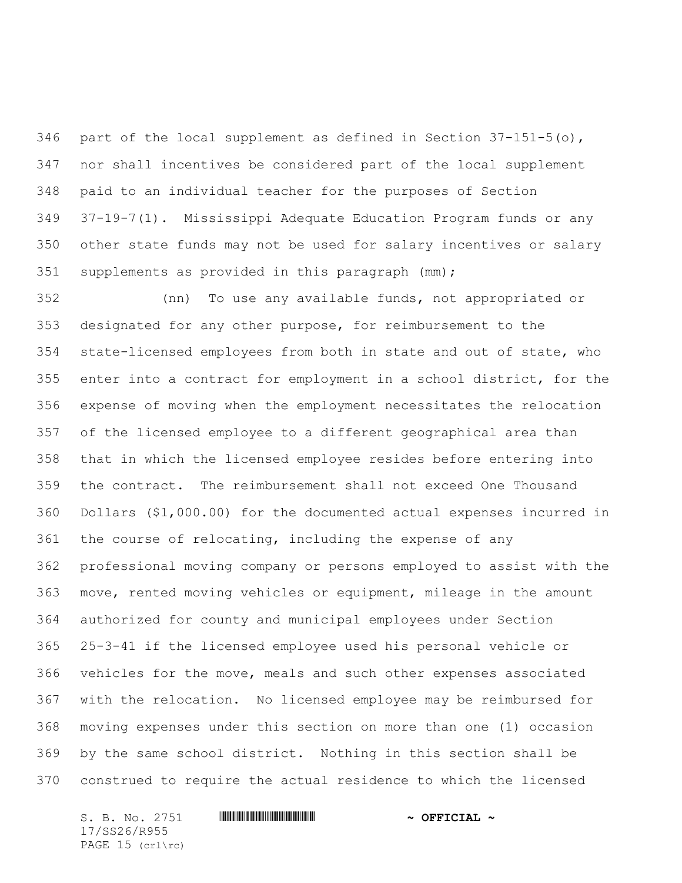part of the local supplement as defined in Section 37-151-5(o), nor shall incentives be considered part of the local supplement paid to an individual teacher for the purposes of Section 37-19-7(1). Mississippi Adequate Education Program funds or any other state funds may not be used for salary incentives or salary supplements as provided in this paragraph (mm);

(nn) To use any available funds, not appropriated or designated for any other purpose, for reimbursement to the state-licensed employees from both in state and out of state, who enter into a contract for employment in a school district, for the expense of moving when the employment necessitates the relocation of the licensed employee to a different geographical area than that in which the licensed employee resides before entering into the contract. The reimbursement shall not exceed One Thousand Dollars ($1,000.00) for the documented actual expenses incurred in the course of relocating, including the expense of any professional moving company or persons employed to assist with the move, rented moving vehicles or equipment, mileage in the amount authorized for county and municipal employees under Section 25-3-41 if the licensed employee used his personal vehicle or vehicles for the move, meals and such other expenses associated with the relocation. No licensed employee may be reimbursed for moving expenses under this section on more than one (1) occasion by the same school district. Nothing in this section shall be construed to require the actual residence to which the licensed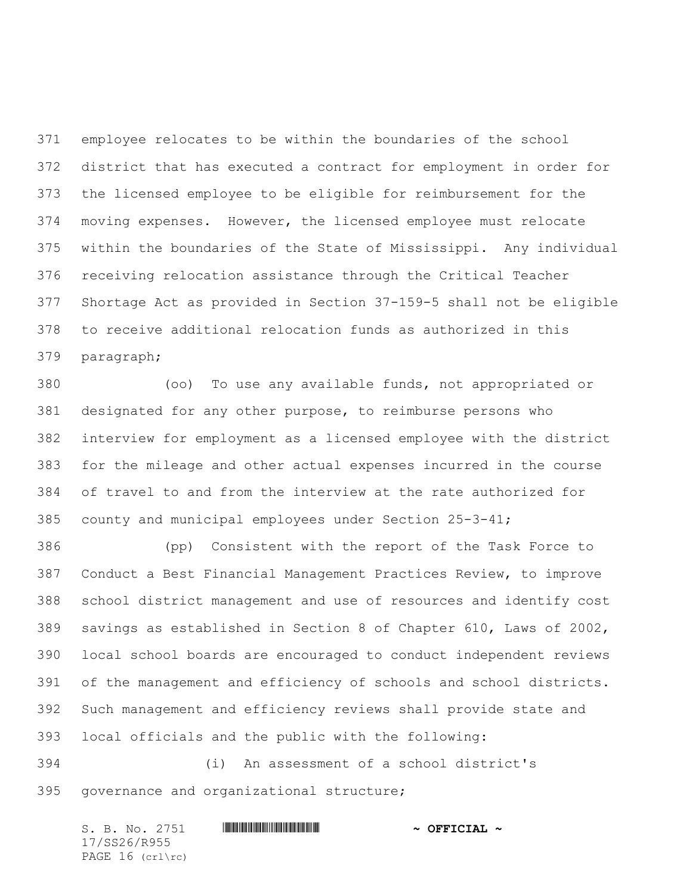employee relocates to be within the boundaries of the school district that has executed a contract for employment in order for the licensed employee to be eligible for reimbursement for the moving expenses. However, the licensed employee must relocate within the boundaries of the State of Mississippi. Any individual receiving relocation assistance through the Critical Teacher Shortage Act as provided in Section 37-159-5 shall not be eligible to receive additional relocation funds as authorized in this paragraph;

(oo) To use any available funds, not appropriated or designated for any other purpose, to reimburse persons who interview for employment as a licensed employee with the district for the mileage and other actual expenses incurred in the course of travel to and from the interview at the rate authorized for county and municipal employees under Section 25-3-41;

(pp) Consistent with the report of the Task Force to Conduct a Best Financial Management Practices Review, to improve school district management and use of resources and identify cost savings as established in Section 8 of Chapter 610, Laws of 2002, local school boards are encouraged to conduct independent reviews of the management and efficiency of schools and school districts. Such management and efficiency reviews shall provide state and local officials and the public with the following:

(i) An assessment of a school district's governance and organizational structure;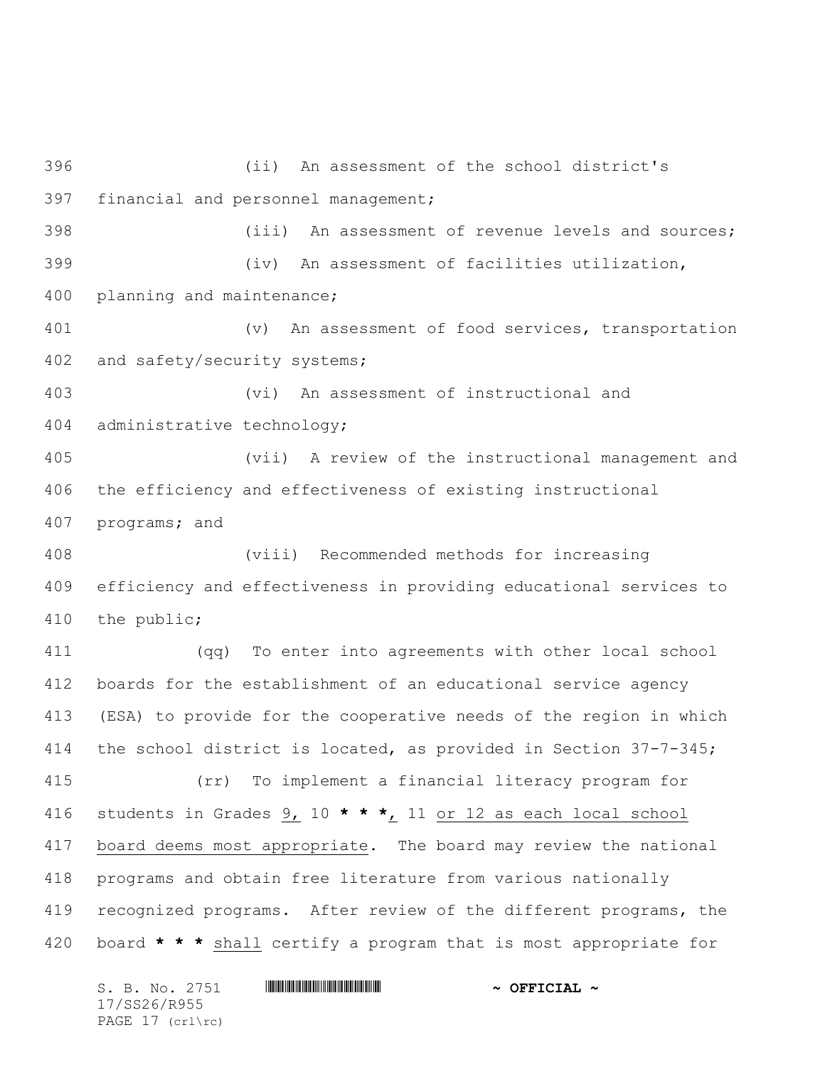(ii) An assessment of the school district's financial and personnel management;

(iii) An assessment of revenue levels and sources;

(iv) An assessment of facilities utilization, planning and maintenance;

(v) An assessment of food services, transportation and safety/security systems;

(vi) An assessment of instructional and administrative technology;

(vii) A review of the instructional management and the efficiency and effectiveness of existing instructional programs; and

(viii) Recommended methods for increasing efficiency and effectiveness in providing educational services to the public;

(qq) To enter into agreements with other local school boards for the establishment of an educational service agency (ESA) to provide for the cooperative needs of the region in which the school district is located, as provided in Section 37-7-345;

(rr) To implement a financial literacy program for students in Grades 9, 10 **\* \* \***, 11 or 12 as each local school board deems most appropriate. The board may review the national programs and obtain free literature from various nationally recognized programs. After review of the different programs, the board **\* \* \*** shall certify a program that is most appropriate for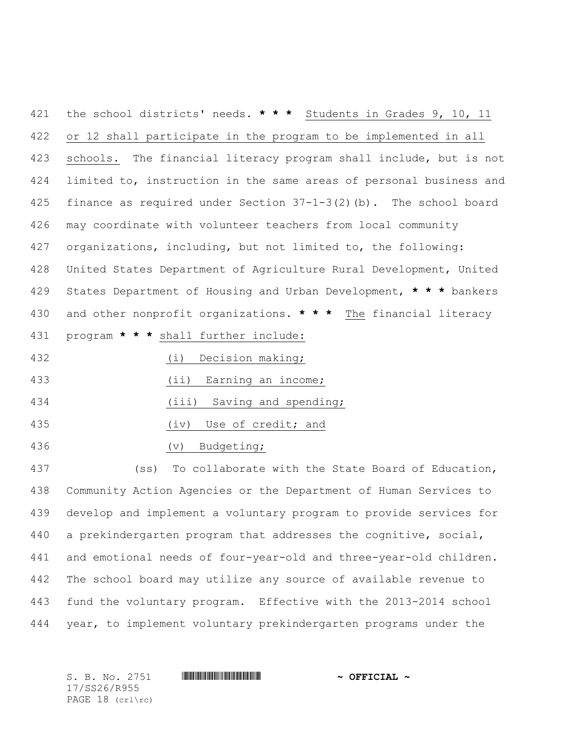the school districts' needs. **\* \* \*** Students in Grades 9, 10, 11 or 12 shall participate in the program to be implemented in all schools. The financial literacy program shall include, but is not limited to, instruction in the same areas of personal business and finance as required under Section 37-1-3(2)(b). The school board may coordinate with volunteer teachers from local community organizations, including, but not limited to, the following: United States Department of Agriculture Rural Development, United States Department of Housing and Urban Development, **\* \* \*** bankers and other nonprofit organizations. **\* \* \*** The financial literacy program **\* \* \*** shall further include:

(i) Decision making;

(ii) Earning an income;

(iii) Saving and spending;

(iv) Use of credit; and

(v) Budgeting;

(ss) To collaborate with the State Board of Education, Community Action Agencies or the Department of Human Services to develop and implement a voluntary program to provide services for a prekindergarten program that addresses the cognitive, social, and emotional needs of four-year-old and three-year-old children. The school board may utilize any source of available revenue to fund the voluntary program. Effective with the 2013-2014 school year, to implement voluntary prekindergarten programs under the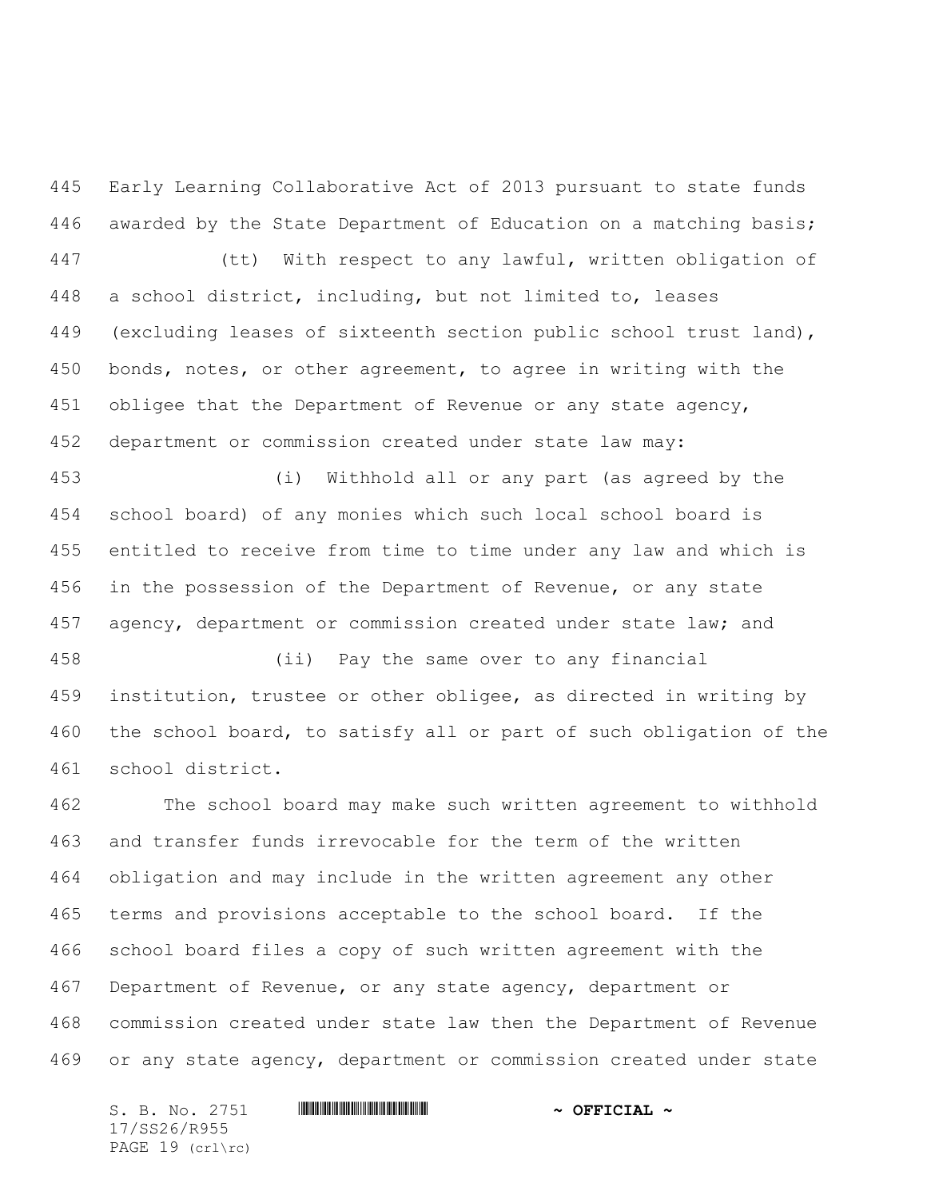Early Learning Collaborative Act of 2013 pursuant to state funds awarded by the State Department of Education on a matching basis;

(tt) With respect to any lawful, written obligation of a school district, including, but not limited to, leases (excluding leases of sixteenth section public school trust land), bonds, notes, or other agreement, to agree in writing with the obligee that the Department of Revenue or any state agency, department or commission created under state law may:

(i) Withhold all or any part (as agreed by the school board) of any monies which such local school board is entitled to receive from time to time under any law and which is in the possession of the Department of Revenue, or any state agency, department or commission created under state law; and

(ii) Pay the same over to any financial institution, trustee or other obligee, as directed in writing by the school board, to satisfy all or part of such obligation of the school district.

The school board may make such written agreement to withhold and transfer funds irrevocable for the term of the written obligation and may include in the written agreement any other terms and provisions acceptable to the school board. If the school board files a copy of such written agreement with the Department of Revenue, or any state agency, department or commission created under state law then the Department of Revenue or any state agency, department or commission created under state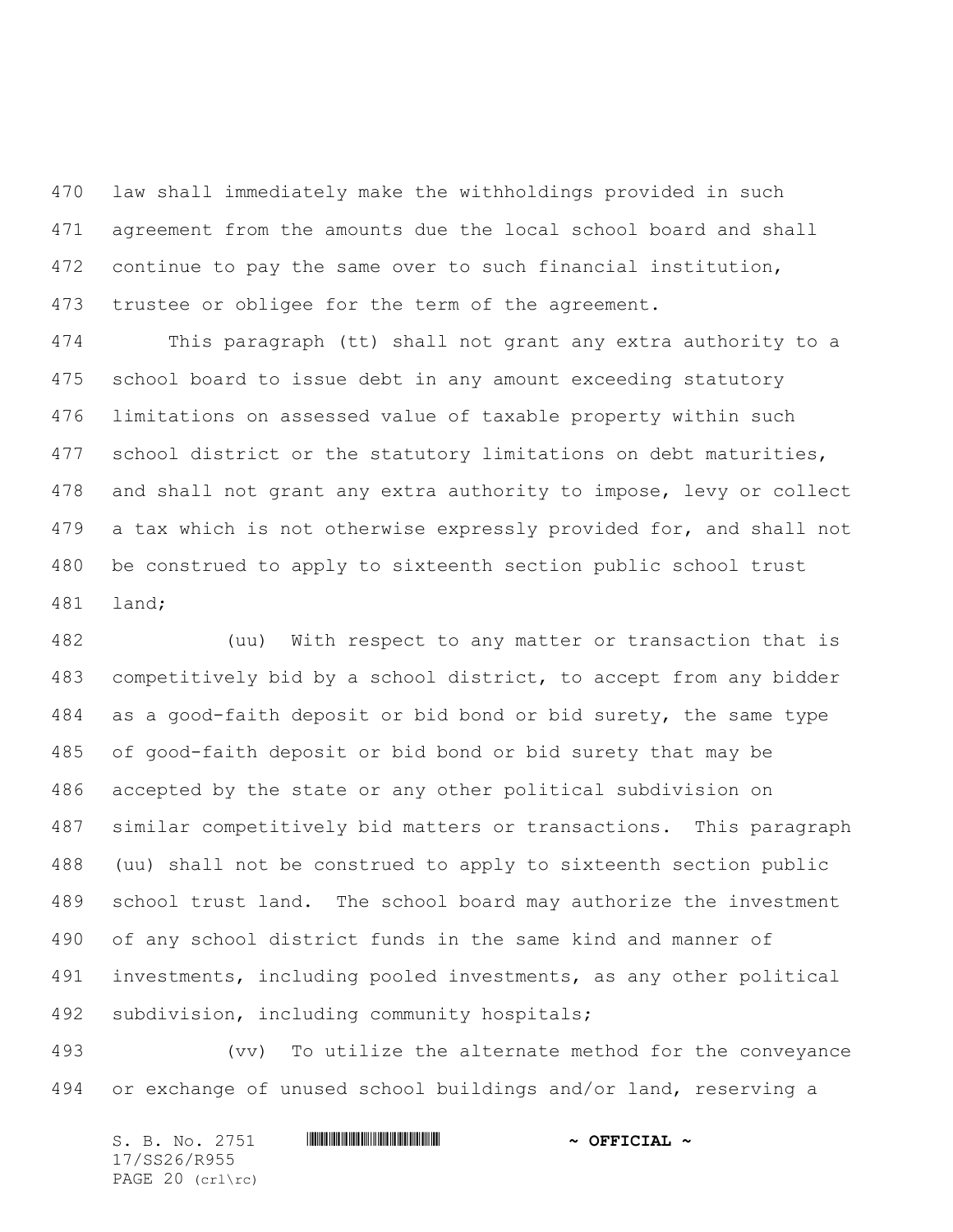law shall immediately make the withholdings provided in such agreement from the amounts due the local school board and shall continue to pay the same over to such financial institution, trustee or obligee for the term of the agreement.

This paragraph (tt) shall not grant any extra authority to a school board to issue debt in any amount exceeding statutory limitations on assessed value of taxable property within such school district or the statutory limitations on debt maturities, and shall not grant any extra authority to impose, levy or collect a tax which is not otherwise expressly provided for, and shall not be construed to apply to sixteenth section public school trust land;

(uu) With respect to any matter or transaction that is competitively bid by a school district, to accept from any bidder as a good-faith deposit or bid bond or bid surety, the same type of good-faith deposit or bid bond or bid surety that may be accepted by the state or any other political subdivision on similar competitively bid matters or transactions. This paragraph (uu) shall not be construed to apply to sixteenth section public school trust land. The school board may authorize the investment of any school district funds in the same kind and manner of investments, including pooled investments, as any other political subdivision, including community hospitals;

(vv) To utilize the alternate method for the conveyance or exchange of unused school buildings and/or land, reserving a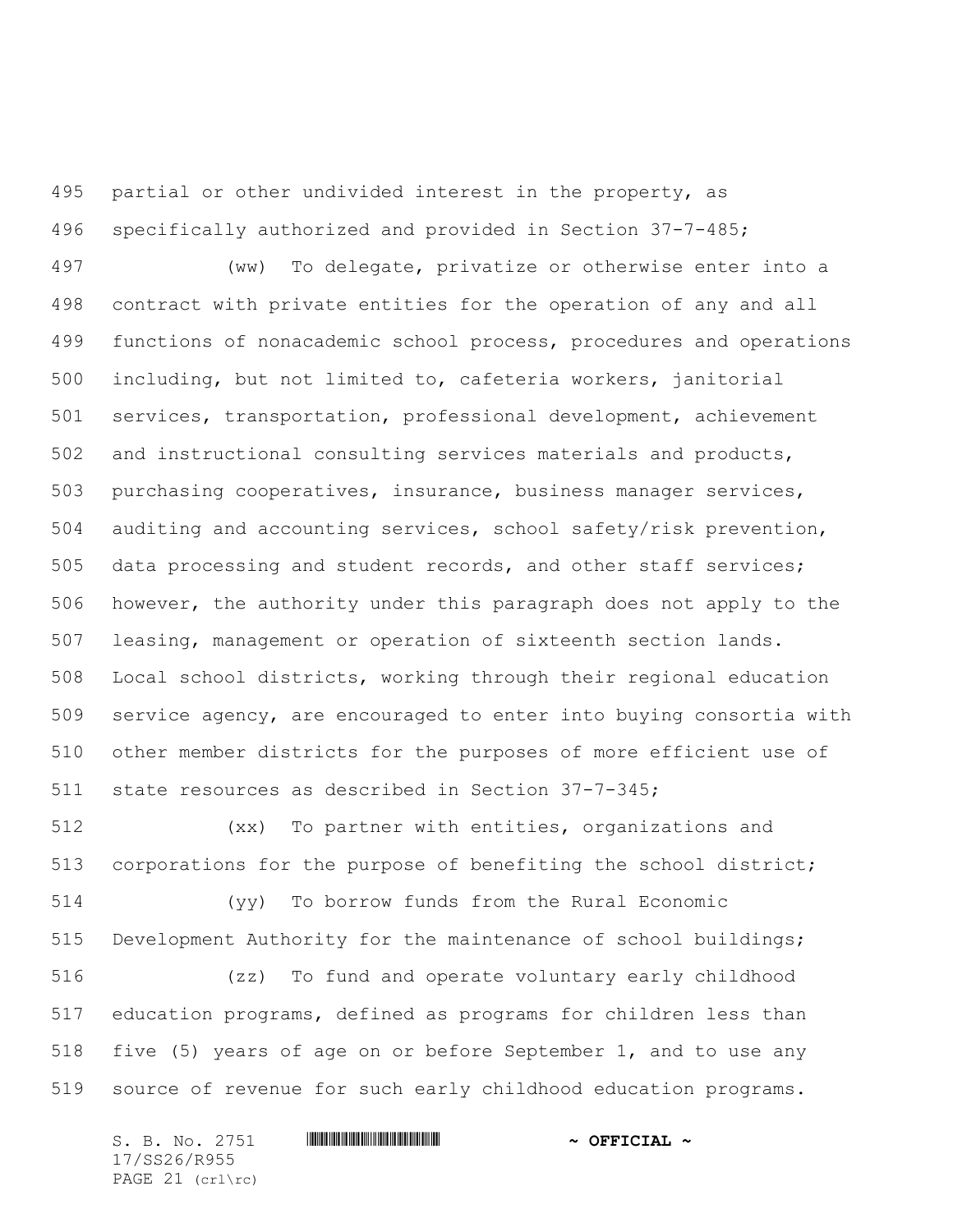partial or other undivided interest in the property, as specifically authorized and provided in Section 37-7-485;

(ww) To delegate, privatize or otherwise enter into a contract with private entities for the operation of any and all functions of nonacademic school process, procedures and operations including, but not limited to, cafeteria workers, janitorial services, transportation, professional development, achievement and instructional consulting services materials and products, purchasing cooperatives, insurance, business manager services, auditing and accounting services, school safety/risk prevention, data processing and student records, and other staff services; however, the authority under this paragraph does not apply to the leasing, management or operation of sixteenth section lands. Local school districts, working through their regional education service agency, are encouraged to enter into buying consortia with other member districts for the purposes of more efficient use of state resources as described in Section 37-7-345;

(xx) To partner with entities, organizations and corporations for the purpose of benefiting the school district;

(yy) To borrow funds from the Rural Economic Development Authority for the maintenance of school buildings;

(zz) To fund and operate voluntary early childhood education programs, defined as programs for children less than five (5) years of age on or before September 1, and to use any source of revenue for such early childhood education programs.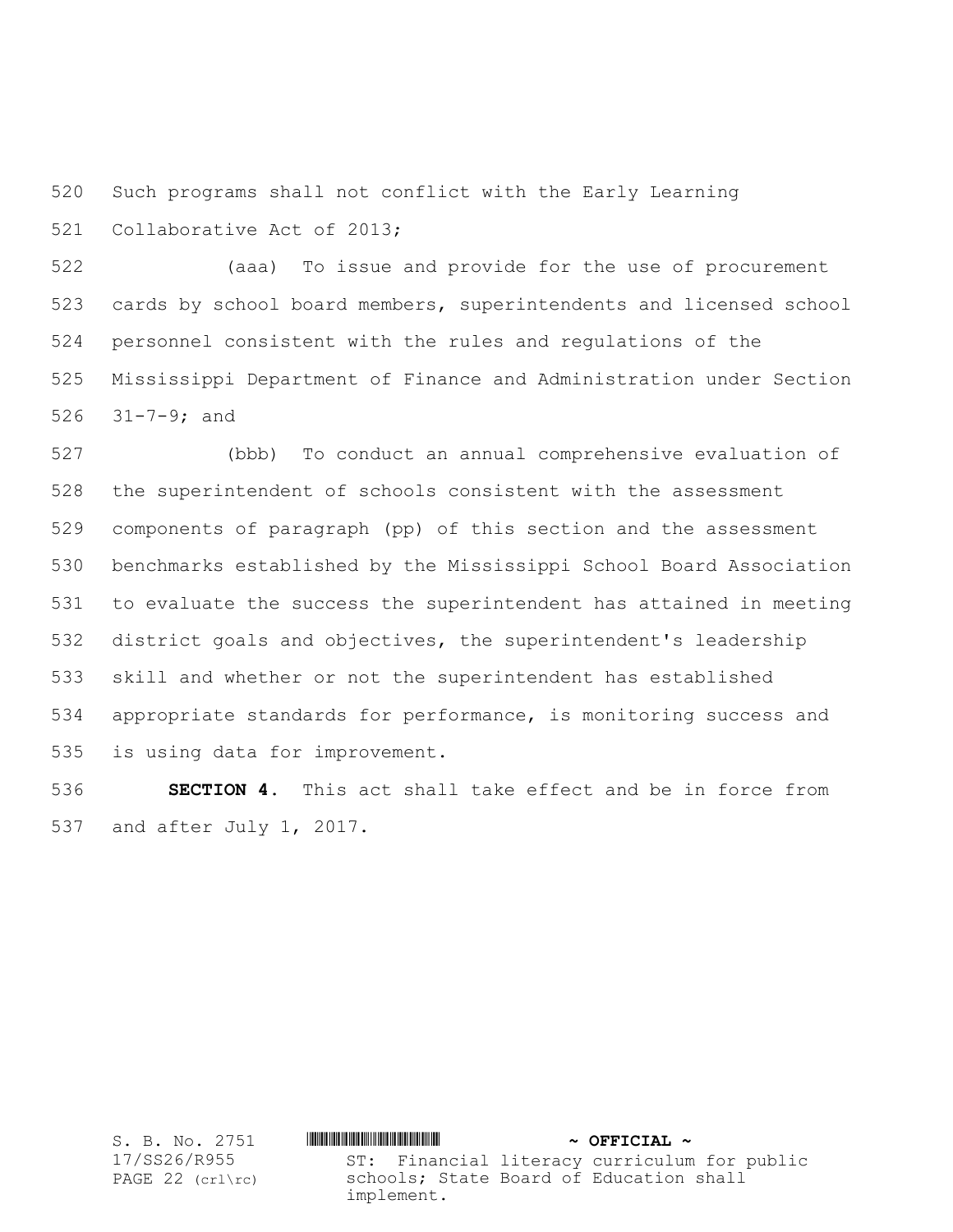Such programs shall not conflict with the Early Learning Collaborative Act of 2013;

(aaa) To issue and provide for the use of procurement cards by school board members, superintendents and licensed school personnel consistent with the rules and regulations of the Mississippi Department of Finance and Administration under Section 31-7-9; and

(bbb) To conduct an annual comprehensive evaluation of the superintendent of schools consistent with the assessment components of paragraph (pp) of this section and the assessment benchmarks established by the Mississippi School Board Association to evaluate the success the superintendent has attained in meeting district goals and objectives, the superintendent's leadership skill and whether or not the superintendent has established appropriate standards for performance, is monitoring success and is using data for improvement.

**SECTION 4.** This act shall take effect and be in force from and after July 1, 2017.